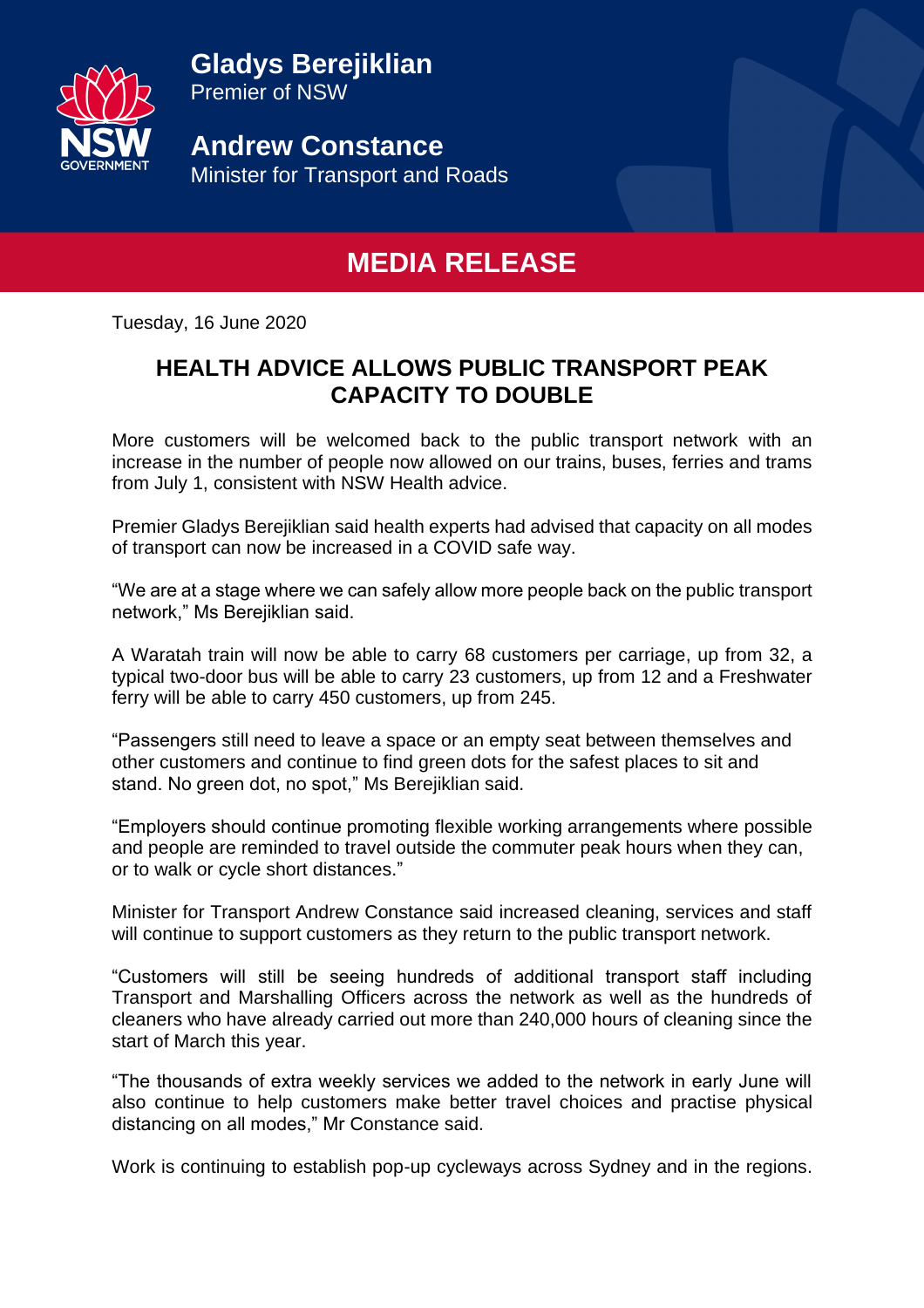**Gladys Berejiklian**
Premier of NSW

**Andrew Constance**
Minister for Transport and Roads

# MEDIA RELEASE

Tuesday, 16 June 2020

## HEALTH ADVICE ALLOWS PUBLIC TRANSPORT PEAK CAPACITY TO DOUBLE

More customers will be welcomed back to the public transport network with an increase in the number of people now allowed on our trains, buses, ferries and trams from July 1, consistent with NSW Health advice.

Premier Gladys Berejiklian said health experts had advised that capacity on all modes of transport can now be increased in a COVID safe way.

"We are at a stage where we can safely allow more people back on the public transport network," Ms Berejiklian said.

A Waratah train will now be able to carry 68 customers per carriage, up from 32, a typical two-door bus will be able to carry 23 customers, up from 12 and a Freshwater ferry will be able to carry 450 customers, up from 245.

"Passengers still need to leave a space or an empty seat between themselves and other customers and continue to find green dots for the safest places to sit and stand. No green dot, no spot," Ms Berejiklian said.

"Employers should continue promoting flexible working arrangements where possible and people are reminded to travel outside the commuter peak hours when they can, or to walk or cycle short distances."

Minister for Transport Andrew Constance said increased cleaning, services and staff will continue to support customers as they return to the public transport network.

"Customers will still be seeing hundreds of additional transport staff including Transport and Marshalling Officers across the network as well as the hundreds of cleaners who have already carried out more than 240,000 hours of cleaning since the start of March this year.

"The thousands of extra weekly services we added to the network in early June will also continue to help customers make better travel choices and practise physical distancing on all modes," Mr Constance said.

Work is continuing to establish pop-up cycleways across Sydney and in the regions.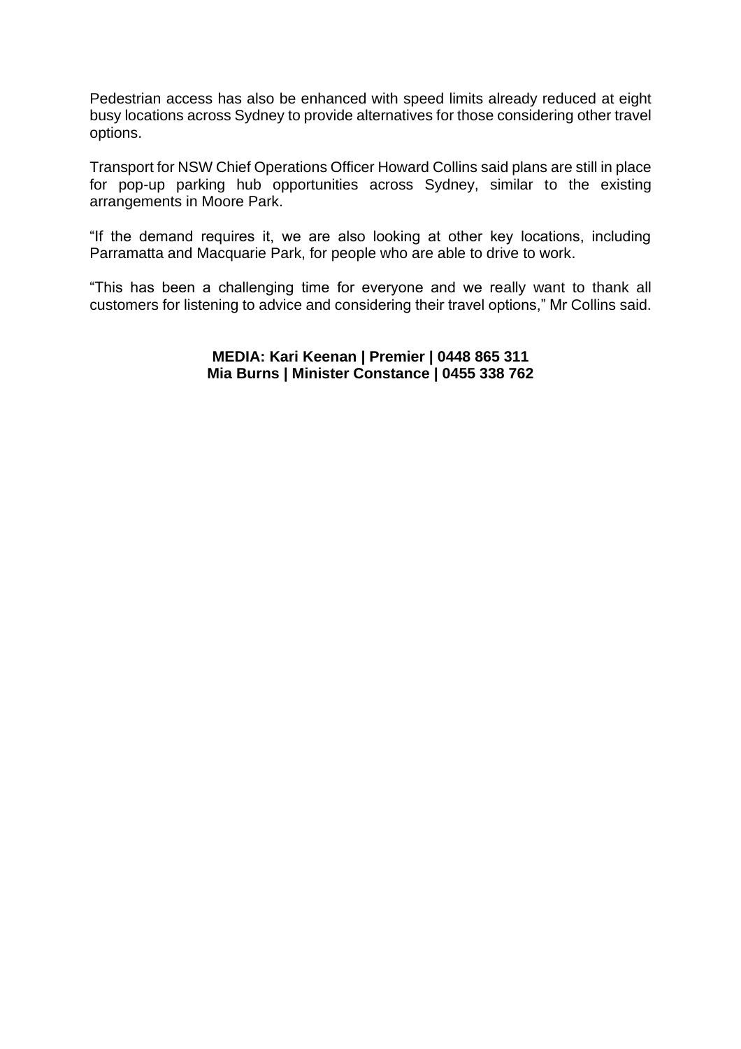Pedestrian access has also be enhanced with speed limits already reduced at eight busy locations across Sydney to provide alternatives for those considering other travel options.

Transport for NSW Chief Operations Officer Howard Collins said plans are still in place for pop-up parking hub opportunities across Sydney, similar to the existing arrangements in Moore Park.

“If the demand requires it, we are also looking at other key locations, including Parramatta and Macquarie Park, for people who are able to drive to work.

“This has been a challenging time for everyone and we really want to thank all customers for listening to advice and considering their travel options,” Mr Collins said.

**MEDIA: Kari Keenan | Premier | 0448 865 311**
**Mia Burns | Minister Constance | 0455 338 762**